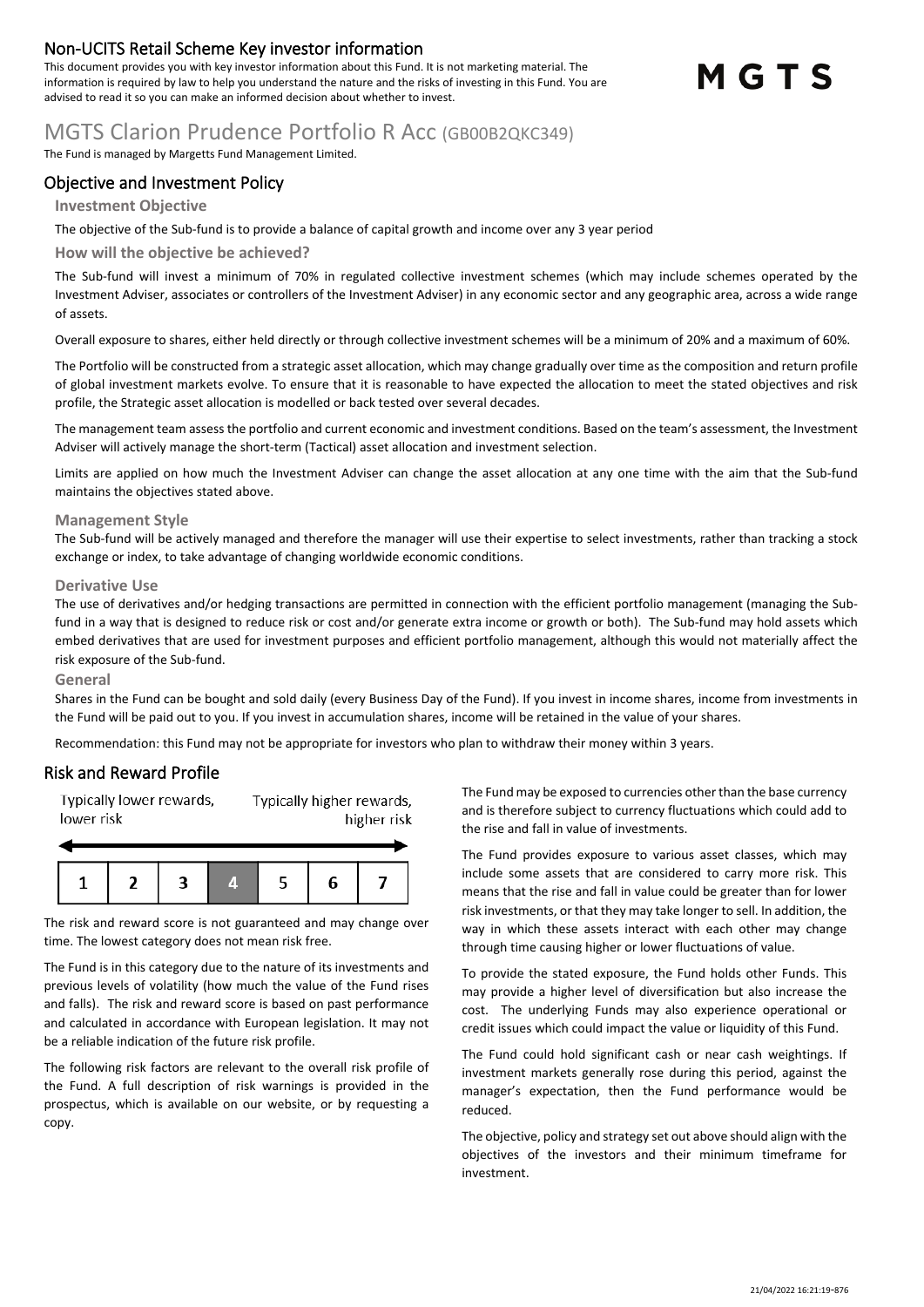## Non-UCITS Retail Scheme Key investor information

This document provides you with key investor information about this Fund. It is not marketing material. The information is required by law to help you understand the nature and the risks of investing in this Fund. You are advised to read it so you can make an informed decision about whether to invest.

MGTS

# MGTS Clarion Prudence Portfolio R Acc (GB00B2QKC349)

The Fund is managed by Margetts Fund Management Limited.

## Objective and Investment Policy

### Investment Objective

The objective of the Sub-fund is to provide a balance of capital growth and income over any 3 year period

### How will the objective be achieved?

The Sub-fund will invest a minimum of 70% in regulated collective investment schemes (which may include schemes operated by the Investment Adviser, associates or controllers of the Investment Adviser) in any economic sector and any geographic area, across a wide range of assets.

Overall exposure to shares, either held directly or through collective investment schemes will be a minimum of 20% and a maximum of 60%.

The Portfolio will be constructed from a strategic asset allocation, which may change gradually over time as the composition and return profile of global investment markets evolve. To ensure that it is reasonable to have expected the allocation to meet the stated objectives and risk profile, the Strategic asset allocation is modelled or back tested over several decades.

The management team assess the portfolio and current economic and investment conditions. Based on the team's assessment, the Investment Adviser will actively manage the short-term (Tactical) asset allocation and investment selection.

Limits are applied on how much the Investment Adviser can change the asset allocation at any one time with the aim that the Sub-fund maintains the objectives stated above.

### Management Style

The Sub-fund will be actively managed and therefore the manager will use their expertise to select investments, rather than tracking a stock exchange or index, to take advantage of changing worldwide economic conditions.

### Derivative Use

The use of derivatives and/or hedging transactions are permitted in connection with the efficient portfolio management (managing the Sub-fund in a way that is designed to reduce risk or cost and/or generate extra income or growth or both). The Sub-fund may hold assets which embed derivatives that are used for investment purposes and efficient portfolio management, although this would not materially affect the risk exposure of the Sub-fund.

### General

Shares in the Fund can be bought and sold daily (every Business Day of the Fund). If you invest in income shares, income from investments in the Fund will be paid out to you. If you invest in accumulation shares, income will be retained in the value of your shares.

Recommendation: this Fund may not be appropriate for investors who plan to withdraw their money within 3 years.

## Risk and Reward Profile

Typically lower rewards, lower risk — Typically higher rewards, higher risk

| 1 | 2 | 3 | **4** | 5 | 6 | 7 |
|---|---|---|---|---|---|---|

The risk and reward score is not guaranteed and may change over time. The lowest category does not mean risk free.

The Fund is in this category due to the nature of its investments and previous levels of volatility (how much the value of the Fund rises and falls). The risk and reward score is based on past performance and calculated in accordance with European legislation. It may not be a reliable indication of the future risk profile.

The following risk factors are relevant to the overall risk profile of the Fund. A full description of risk warnings is provided in the prospectus, which is available on our website, or by requesting a copy.

The Fund may be exposed to currencies other than the base currency and is therefore subject to currency fluctuations which could add to the rise and fall in value of investments.

The Fund provides exposure to various asset classes, which may include some assets that are considered to carry more risk. This means that the rise and fall in value could be greater than for lower risk investments, or that they may take longer to sell. In addition, the way in which these assets interact with each other may change through time causing higher or lower fluctuations of value.

To provide the stated exposure, the Fund holds other Funds. This may provide a higher level of diversification but also increase the cost. The underlying Funds may also experience operational or credit issues which could impact the value or liquidity of this Fund.

The Fund could hold significant cash or near cash weightings. If investment markets generally rose during this period, against the manager's expectation, then the Fund performance would be reduced.

The objective, policy and strategy set out above should align with the objectives of the investors and their minimum timeframe for investment.

21/04/2022 16:21:19-876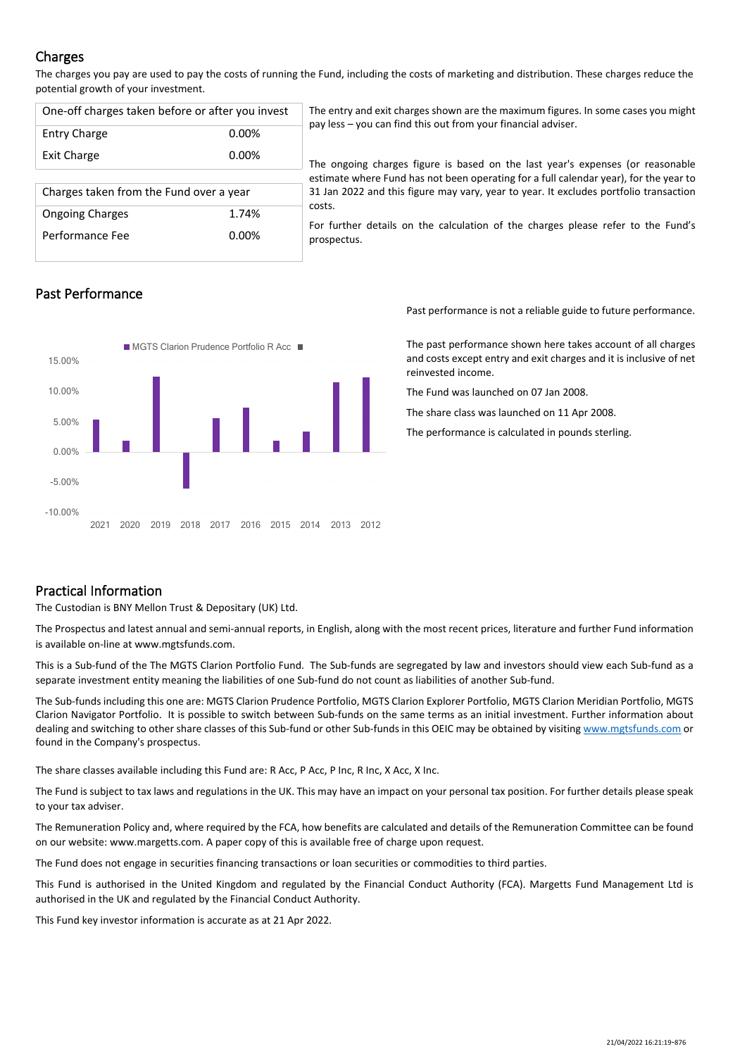## Charges

The charges you pay are used to pay the costs of running the Fund, including the costs of marketing and distribution. These charges reduce the potential growth of your investment.

| One-off charges taken before or after you invest | |
|---|---|
| Entry Charge | 0.00% |
| Exit Charge | 0.00% |

| Charges taken from the Fund over a year | |
|---|---|
| Ongoing Charges | 1.74% |
| Performance Fee | 0.00% |

The entry and exit charges shown are the maximum figures. In some cases you might pay less – you can find this out from your financial adviser.

The ongoing charges figure is based on the last year's expenses (or reasonable estimate where Fund has not been operating for a full calendar year), for the year to 31 Jan 2022 and this figure may vary, year to year. It excludes portfolio transaction costs.

For further details on the calculation of the charges please refer to the Fund's prospectus.

## Past Performance

MGTS Clarion Prudence Portfolio R Acc

15.00%
10.00%
5.00%
0.00%
-5.00%
-10.00%

2021 2020 2019 2018 2017 2016 2015 2014 2013 2012

Past performance is not a reliable guide to future performance.

The past performance shown here takes account of all charges and costs except entry and exit charges and it is inclusive of net reinvested income.

The Fund was launched on 07 Jan 2008.

The share class was launched on 11 Apr 2008.

The performance is calculated in pounds sterling.

## Practical Information

The Custodian is BNY Mellon Trust & Depositary (UK) Ltd.

The Prospectus and latest annual and semi-annual reports, in English, along with the most recent prices, literature and further Fund information is available on-line at www.mgtsfunds.com.

This is a Sub-fund of the The MGTS Clarion Portfolio Fund. The Sub-funds are segregated by law and investors should view each Sub-fund as a separate investment entity meaning the liabilities of one Sub-fund do not count as liabilities of another Sub-fund.

The Sub-funds including this one are: MGTS Clarion Prudence Portfolio, MGTS Clarion Explorer Portfolio, MGTS Clarion Meridian Portfolio, MGTS Clarion Navigator Portfolio. It is possible to switch between Sub-funds on the same terms as an initial investment. Further information about dealing and switching to other share classes of this Sub-fund or other Sub-funds in this OEIC may be obtained by visiting www.mgtsfunds.com or found in the Company's prospectus.

The share classes available including this Fund are: R Acc, P Acc, P Inc, R Inc, X Acc, X Inc.

The Fund is subject to tax laws and regulations in the UK. This may have an impact on your personal tax position. For further details please speak to your tax adviser.

The Remuneration Policy and, where required by the FCA, how benefits are calculated and details of the Remuneration Committee can be found on our website: www.margetts.com. A paper copy of this is available free of charge upon request.

The Fund does not engage in securities financing transactions or loan securities or commodities to third parties.

This Fund is authorised in the United Kingdom and regulated by the Financial Conduct Authority (FCA). Margetts Fund Management Ltd is authorised in the UK and regulated by the Financial Conduct Authority.

This Fund key investor information is accurate as at 21 Apr 2022.

21/04/2022 16:21:19-876